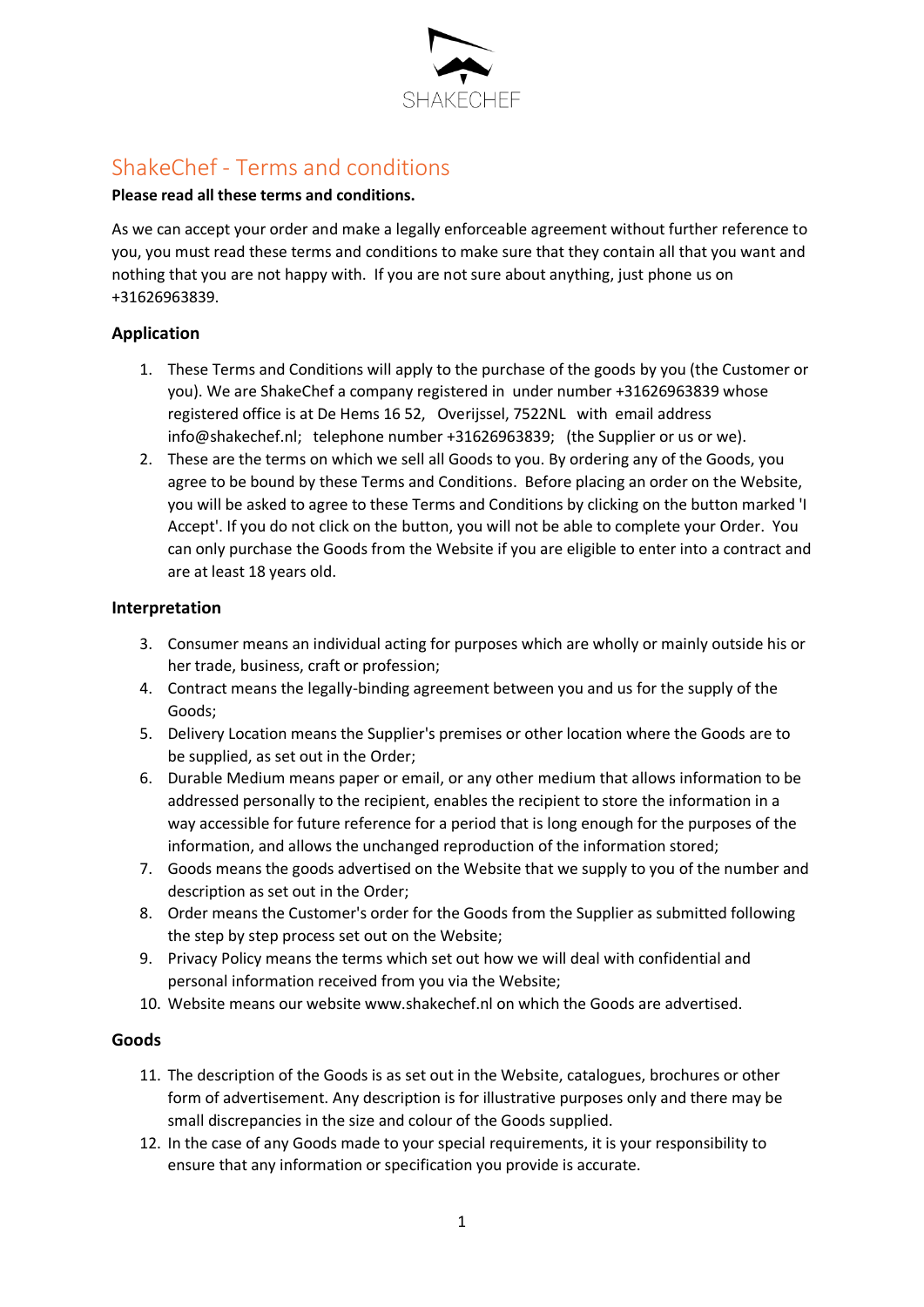SHAKECHEF

# ShakeChef - Terms and conditions

**Please read all these terms and conditions.**

As we can accept your order and make a legally enforceable agreement without further reference to you, you must read these terms and conditions to make sure that they contain all that you want and nothing that you are not happy with. If you are not sure about anything, just phone us on +31626963839.

## Application

1. These Terms and Conditions will apply to the purchase of the goods by you (the Customer or you). We are ShakeChef a company registered in under number +31626963839 whose registered office is at De Hems 16 52, Overijssel, 7522NL with email address info@shakechef.nl; telephone number +31626963839; (the Supplier or us or we).
2. These are the terms on which we sell all Goods to you. By ordering any of the Goods, you agree to be bound by these Terms and Conditions. Before placing an order on the Website, you will be asked to agree to these Terms and Conditions by clicking on the button marked 'I Accept'. If you do not click on the button, you will not be able to complete your Order. You can only purchase the Goods from the Website if you are eligible to enter into a contract and are at least 18 years old.

## Interpretation

3. Consumer means an individual acting for purposes which are wholly or mainly outside his or her trade, business, craft or profession;
4. Contract means the legally-binding agreement between you and us for the supply of the Goods;
5. Delivery Location means the Supplier's premises or other location where the Goods are to be supplied, as set out in the Order;
6. Durable Medium means paper or email, or any other medium that allows information to be addressed personally to the recipient, enables the recipient to store the information in a way accessible for future reference for a period that is long enough for the purposes of the information, and allows the unchanged reproduction of the information stored;
7. Goods means the goods advertised on the Website that we supply to you of the number and description as set out in the Order;
8. Order means the Customer's order for the Goods from the Supplier as submitted following the step by step process set out on the Website;
9. Privacy Policy means the terms which set out how we will deal with confidential and personal information received from you via the Website;
10. Website means our website www.shakechef.nl on which the Goods are advertised.

## Goods

11. The description of the Goods is as set out in the Website, catalogues, brochures or other form of advertisement. Any description is for illustrative purposes only and there may be small discrepancies in the size and colour of the Goods supplied.
12. In the case of any Goods made to your special requirements, it is your responsibility to ensure that any information or specification you provide is accurate.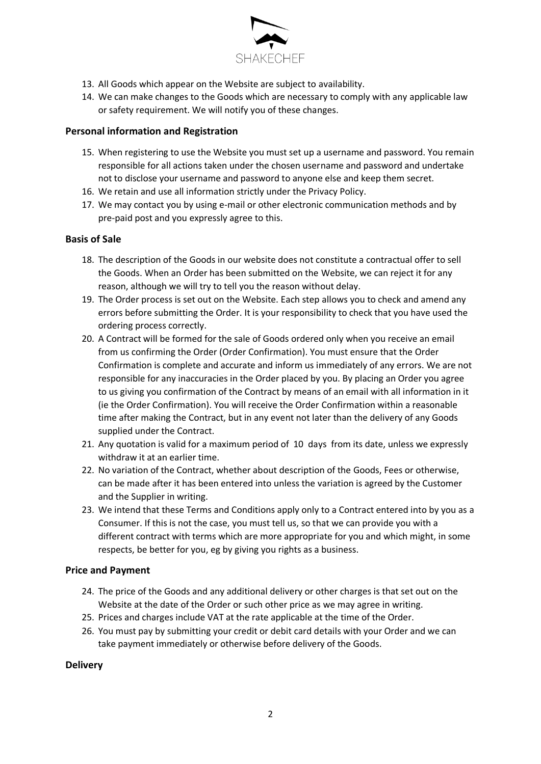13. All Goods which appear on the Website are subject to availability.
14. We can make changes to the Goods which are necessary to comply with any applicable law or safety requirement. We will notify you of these changes.

## Personal information and Registration

15. When registering to use the Website you must set up a username and password. You remain responsible for all actions taken under the chosen username and password and undertake not to disclose your username and password to anyone else and keep them secret.
16. We retain and use all information strictly under the Privacy Policy.
17. We may contact you by using e-mail or other electronic communication methods and by pre-paid post and you expressly agree to this.

## Basis of Sale

18. The description of the Goods in our website does not constitute a contractual offer to sell the Goods. When an Order has been submitted on the Website, we can reject it for any reason, although we will try to tell you the reason without delay.
19. The Order process is set out on the Website. Each step allows you to check and amend any errors before submitting the Order. It is your responsibility to check that you have used the ordering process correctly.
20. A Contract will be formed for the sale of Goods ordered only when you receive an email from us confirming the Order (Order Confirmation). You must ensure that the Order Confirmation is complete and accurate and inform us immediately of any errors. We are not responsible for any inaccuracies in the Order placed by you. By placing an Order you agree to us giving you confirmation of the Contract by means of an email with all information in it (ie the Order Confirmation). You will receive the Order Confirmation within a reasonable time after making the Contract, but in any event not later than the delivery of any Goods supplied under the Contract.
21. Any quotation is valid for a maximum period of 10 days from its date, unless we expressly withdraw it at an earlier time.
22. No variation of the Contract, whether about description of the Goods, Fees or otherwise, can be made after it has been entered into unless the variation is agreed by the Customer and the Supplier in writing.
23. We intend that these Terms and Conditions apply only to a Contract entered into by you as a Consumer. If this is not the case, you must tell us, so that we can provide you with a different contract with terms which are more appropriate for you and which might, in some respects, be better for you, eg by giving you rights as a business.

## Price and Payment

24. The price of the Goods and any additional delivery or other charges is that set out on the Website at the date of the Order or such other price as we may agree in writing.
25. Prices and charges include VAT at the rate applicable at the time of the Order.
26. You must pay by submitting your credit or debit card details with your Order and we can take payment immediately or otherwise before delivery of the Goods.

## Delivery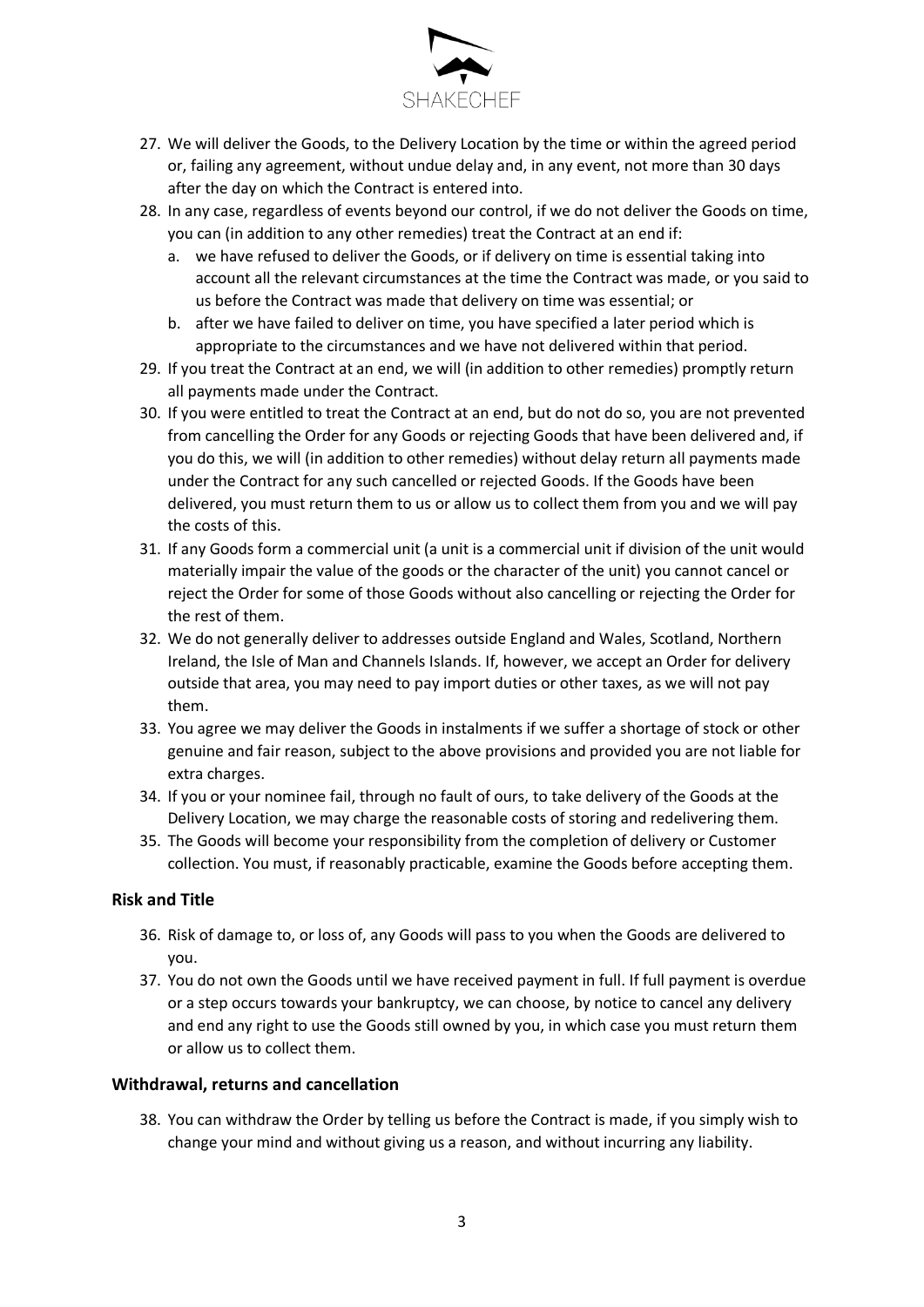27. We will deliver the Goods, to the Delivery Location by the time or within the agreed period or, failing any agreement, without undue delay and, in any event, not more than 30 days after the day on which the Contract is entered into.
28. In any case, regardless of events beyond our control, if we do not deliver the Goods on time, you can (in addition to any other remedies) treat the Contract at an end if:
    a. we have refused to deliver the Goods, or if delivery on time is essential taking into account all the relevant circumstances at the time the Contract was made, or you said to us before the Contract was made that delivery on time was essential; or
    b. after we have failed to deliver on time, you have specified a later period which is appropriate to the circumstances and we have not delivered within that period.
29. If you treat the Contract at an end, we will (in addition to other remedies) promptly return all payments made under the Contract.
30. If you were entitled to treat the Contract at an end, but do not do so, you are not prevented from cancelling the Order for any Goods or rejecting Goods that have been delivered and, if you do this, we will (in addition to other remedies) without delay return all payments made under the Contract for any such cancelled or rejected Goods. If the Goods have been delivered, you must return them to us or allow us to collect them from you and we will pay the costs of this.
31. If any Goods form a commercial unit (a unit is a commercial unit if division of the unit would materially impair the value of the goods or the character of the unit) you cannot cancel or reject the Order for some of those Goods without also cancelling or rejecting the Order for the rest of them.
32. We do not generally deliver to addresses outside England and Wales, Scotland, Northern Ireland, the Isle of Man and Channels Islands. If, however, we accept an Order for delivery outside that area, you may need to pay import duties or other taxes, as we will not pay them.
33. You agree we may deliver the Goods in instalments if we suffer a shortage of stock or other genuine and fair reason, subject to the above provisions and provided you are not liable for extra charges.
34. If you or your nominee fail, through no fault of ours, to take delivery of the Goods at the Delivery Location, we may charge the reasonable costs of storing and redelivering them.
35. The Goods will become your responsibility from the completion of delivery or Customer collection. You must, if reasonably practicable, examine the Goods before accepting them.

### Risk and Title

36. Risk of damage to, or loss of, any Goods will pass to you when the Goods are delivered to you.
37. You do not own the Goods until we have received payment in full. If full payment is overdue or a step occurs towards your bankruptcy, we can choose, by notice to cancel any delivery and end any right to use the Goods still owned by you, in which case you must return them or allow us to collect them.

### Withdrawal, returns and cancellation

38. You can withdraw the Order by telling us before the Contract is made, if you simply wish to change your mind and without giving us a reason, and without incurring any liability.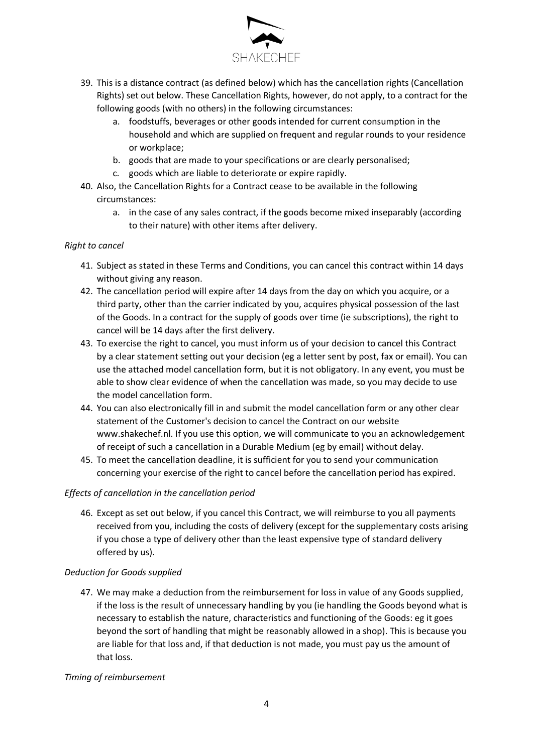39. This is a distance contract (as defined below) which has the cancellation rights (Cancellation Rights) set out below. These Cancellation Rights, however, do not apply, to a contract for the following goods (with no others) in the following circumstances:
    a. foodstuffs, beverages or other goods intended for current consumption in the household and which are supplied on frequent and regular rounds to your residence or workplace;
    b. goods that are made to your specifications or are clearly personalised;
    c. goods which are liable to deteriorate or expire rapidly.
40. Also, the Cancellation Rights for a Contract cease to be available in the following circumstances:
    a. in the case of any sales contract, if the goods become mixed inseparably (according to their nature) with other items after delivery.

*Right to cancel*

41. Subject as stated in these Terms and Conditions, you can cancel this contract within 14 days without giving any reason.
42. The cancellation period will expire after 14 days from the day on which you acquire, or a third party, other than the carrier indicated by you, acquires physical possession of the last of the Goods. In a contract for the supply of goods over time (ie subscriptions), the right to cancel will be 14 days after the first delivery.
43. To exercise the right to cancel, you must inform us of your decision to cancel this Contract by a clear statement setting out your decision (eg a letter sent by post, fax or email). You can use the attached model cancellation form, but it is not obligatory. In any event, you must be able to show clear evidence of when the cancellation was made, so you may decide to use the model cancellation form.
44. You can also electronically fill in and submit the model cancellation form or any other clear statement of the Customer's decision to cancel the Contract on our website www.shakechef.nl. If you use this option, we will communicate to you an acknowledgement of receipt of such a cancellation in a Durable Medium (eg by email) without delay.
45. To meet the cancellation deadline, it is sufficient for you to send your communication concerning your exercise of the right to cancel before the cancellation period has expired.

*Effects of cancellation in the cancellation period*

46. Except as set out below, if you cancel this Contract, we will reimburse to you all payments received from you, including the costs of delivery (except for the supplementary costs arising if you chose a type of delivery other than the least expensive type of standard delivery offered by us).

*Deduction for Goods supplied*

47. We may make a deduction from the reimbursement for loss in value of any Goods supplied, if the loss is the result of unnecessary handling by you (ie handling the Goods beyond what is necessary to establish the nature, characteristics and functioning of the Goods: eg it goes beyond the sort of handling that might be reasonably allowed in a shop). This is because you are liable for that loss and, if that deduction is not made, you must pay us the amount of that loss.

*Timing of reimbursement*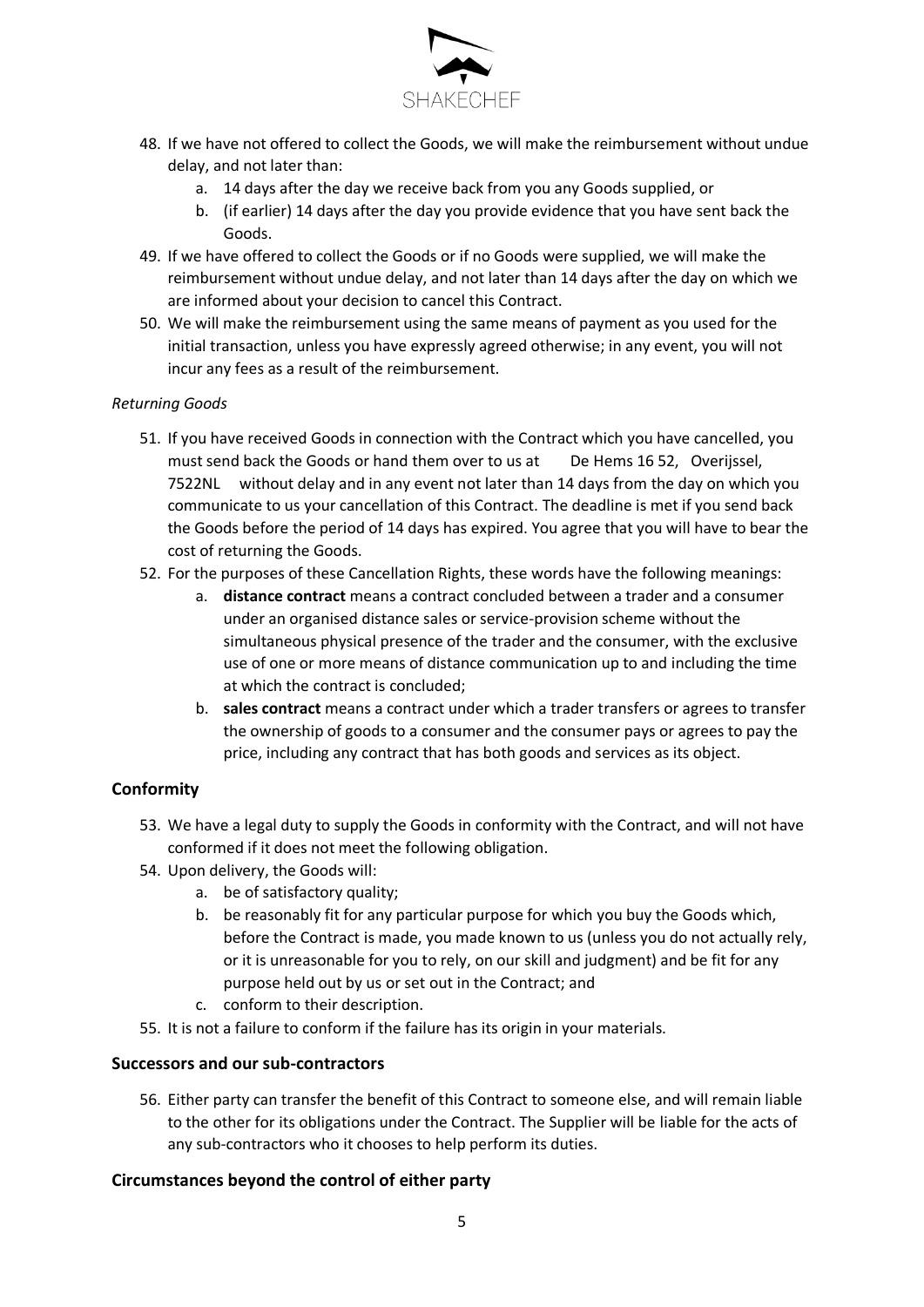48. If we have not offered to collect the Goods, we will make the reimbursement without undue delay, and not later than:
    a. 14 days after the day we receive back from you any Goods supplied, or
    b. (if earlier) 14 days after the day you provide evidence that you have sent back the Goods.
49. If we have offered to collect the Goods or if no Goods were supplied, we will make the reimbursement without undue delay, and not later than 14 days after the day on which we are informed about your decision to cancel this Contract.
50. We will make the reimbursement using the same means of payment as you used for the initial transaction, unless you have expressly agreed otherwise; in any event, you will not incur any fees as a result of the reimbursement.

*Returning Goods*

51. If you have received Goods in connection with the Contract which you have cancelled, you must send back the Goods or hand them over to us at De Hems 16 52, Overijssel, 7522NL without delay and in any event not later than 14 days from the day on which you communicate to us your cancellation of this Contract. The deadline is met if you send back the Goods before the period of 14 days has expired. You agree that you will have to bear the cost of returning the Goods.
52. For the purposes of these Cancellation Rights, these words have the following meanings:
    a. **distance contract** means a contract concluded between a trader and a consumer under an organised distance sales or service-provision scheme without the simultaneous physical presence of the trader and the consumer, with the exclusive use of one or more means of distance communication up to and including the time at which the contract is concluded;
    b. **sales contract** means a contract under which a trader transfers or agrees to transfer the ownership of goods to a consumer and the consumer pays or agrees to pay the price, including any contract that has both goods and services as its object.

## Conformity

53. We have a legal duty to supply the Goods in conformity with the Contract, and will not have conformed if it does not meet the following obligation.
54. Upon delivery, the Goods will:
    a. be of satisfactory quality;
    b. be reasonably fit for any particular purpose for which you buy the Goods which, before the Contract is made, you made known to us (unless you do not actually rely, or it is unreasonable for you to rely, on our skill and judgment) and be fit for any purpose held out by us or set out in the Contract; and
    c. conform to their description.
55. It is not a failure to conform if the failure has its origin in your materials.

## Successors and our sub-contractors

56. Either party can transfer the benefit of this Contract to someone else, and will remain liable to the other for its obligations under the Contract. The Supplier will be liable for the acts of any sub-contractors who it chooses to help perform its duties.

## Circumstances beyond the control of either party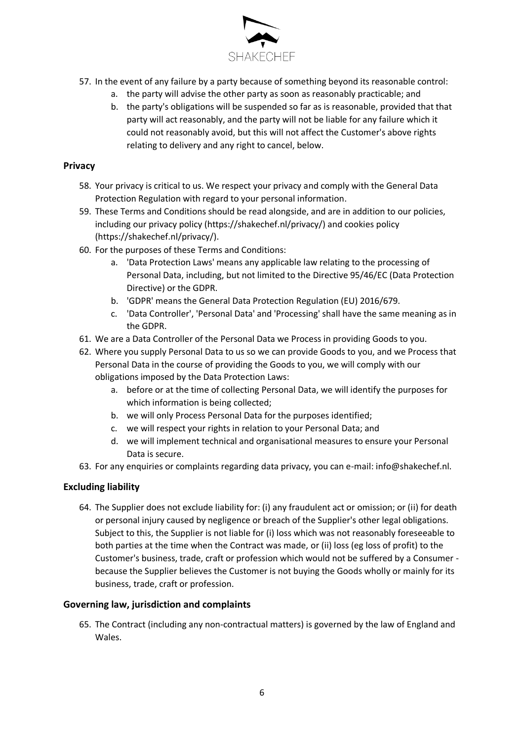57. In the event of any failure by a party because of something beyond its reasonable control:
    a. the party will advise the other party as soon as reasonably practicable; and
    b. the party's obligations will be suspended so far as is reasonable, provided that that party will act reasonably, and the party will not be liable for any failure which it could not reasonably avoid, but this will not affect the Customer's above rights relating to delivery and any right to cancel, below.

### Privacy

58. Your privacy is critical to us. We respect your privacy and comply with the General Data Protection Regulation with regard to your personal information.
59. These Terms and Conditions should be read alongside, and are in addition to our policies, including our privacy policy (https://shakechef.nl/privacy/) and cookies policy (https://shakechef.nl/privacy/).
60. For the purposes of these Terms and Conditions:
    a. 'Data Protection Laws' means any applicable law relating to the processing of Personal Data, including, but not limited to the Directive 95/46/EC (Data Protection Directive) or the GDPR.
    b. 'GDPR' means the General Data Protection Regulation (EU) 2016/679.
    c. 'Data Controller', 'Personal Data' and 'Processing' shall have the same meaning as in the GDPR.
61. We are a Data Controller of the Personal Data we Process in providing Goods to you.
62. Where you supply Personal Data to us so we can provide Goods to you, and we Process that Personal Data in the course of providing the Goods to you, we will comply with our obligations imposed by the Data Protection Laws:
    a. before or at the time of collecting Personal Data, we will identify the purposes for which information is being collected;
    b. we will only Process Personal Data for the purposes identified;
    c. we will respect your rights in relation to your Personal Data; and
    d. we will implement technical and organisational measures to ensure your Personal Data is secure.
63. For any enquiries or complaints regarding data privacy, you can e-mail: info@shakechef.nl.

### Excluding liability

64. The Supplier does not exclude liability for: (i) any fraudulent act or omission; or (ii) for death or personal injury caused by negligence or breach of the Supplier's other legal obligations. Subject to this, the Supplier is not liable for (i) loss which was not reasonably foreseeable to both parties at the time when the Contract was made, or (ii) loss (eg loss of profit) to the Customer's business, trade, craft or profession which would not be suffered by a Consumer - because the Supplier believes the Customer is not buying the Goods wholly or mainly for its business, trade, craft or profession.

### Governing law, jurisdiction and complaints

65. The Contract (including any non-contractual matters) is governed by the law of England and Wales.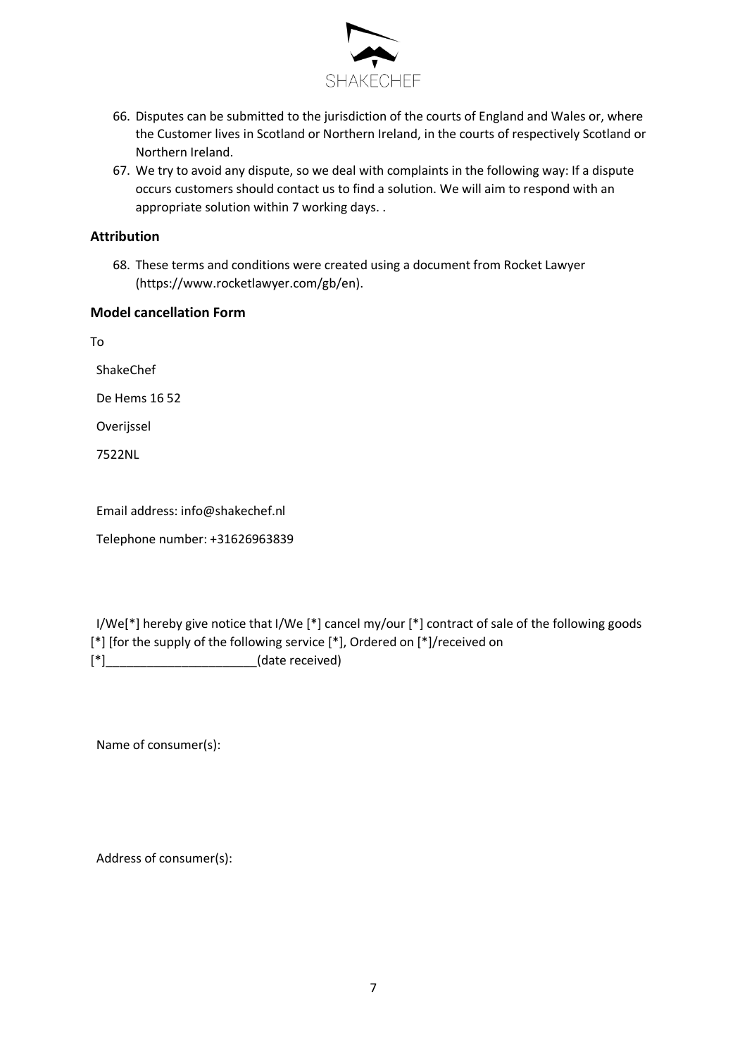66. Disputes can be submitted to the jurisdiction of the courts of England and Wales or, where the Customer lives in Scotland or Northern Ireland, in the courts of respectively Scotland or Northern Ireland.
67. We try to avoid any dispute, so we deal with complaints in the following way: If a dispute occurs customers should contact us to find a solution. We will aim to respond with an appropriate solution within 7 working days. .

### Attribution

68. These terms and conditions were created using a document from Rocket Lawyer (https://www.rocketlawyer.com/gb/en).

### Model cancellation Form

To

ShakeChef

De Hems 16 52

Overijssel

7522NL

Email address: info@shakechef.nl

Telephone number: +31626963839

I/We[*] hereby give notice that I/We [*] cancel my/our [*] contract of sale of the following goods [*] [for the supply of the following service [*], Ordered on [*]/received on [*]______________________(date received)

Name of consumer(s):

Address of consumer(s):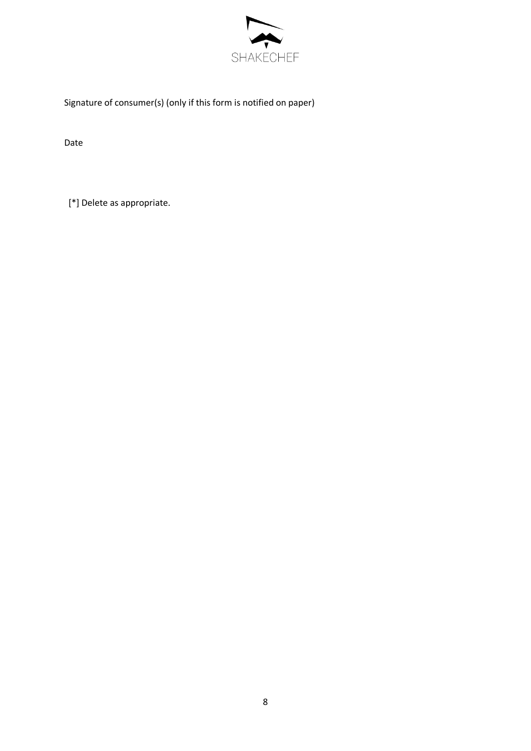Signature of consumer(s) (only if this form is notified on paper)

Date

[*] Delete as appropriate.